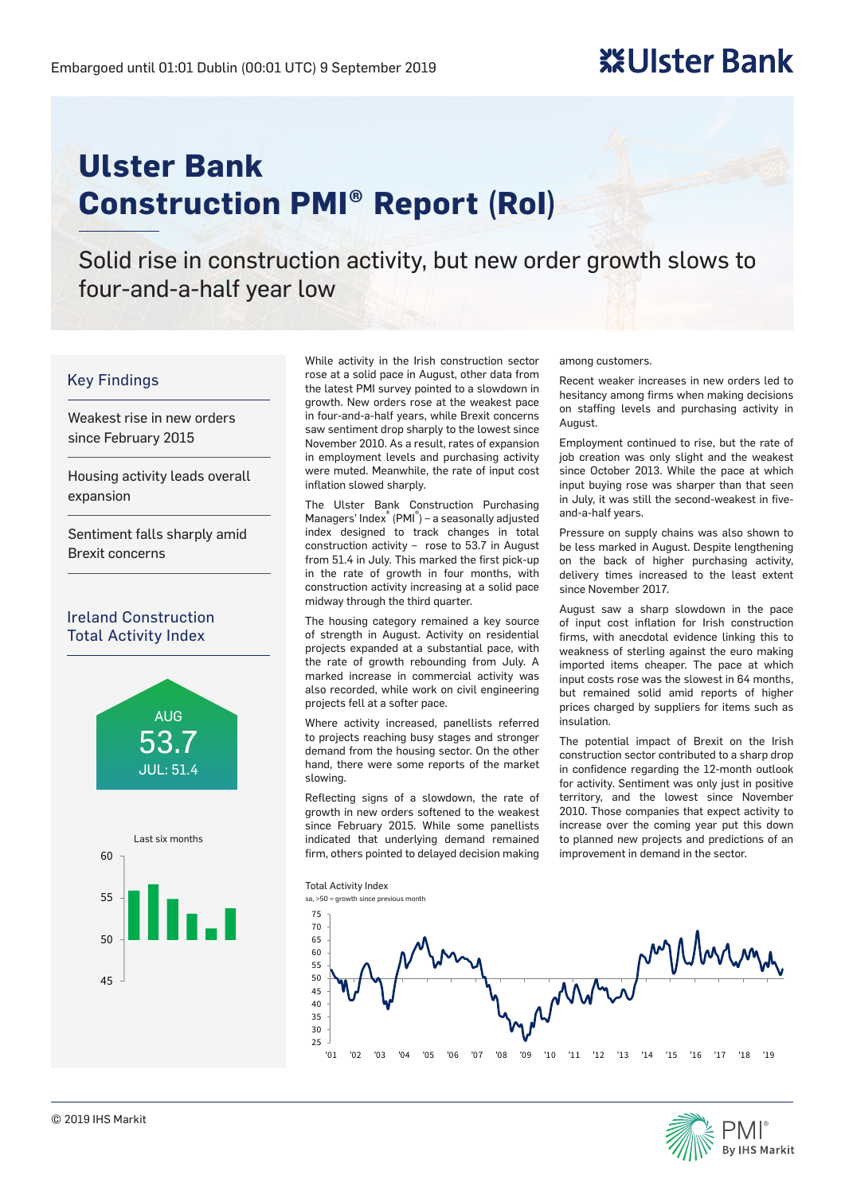Embargoed until 01:01 Dublin (00:01 UTC) 9 September 2019

# Ulster Bank Construction PMI® Report (RoI)

## Solid rise in construction activity, but new order growth slows to four-and-a-half year low

### Key Findings

Weakest rise in new orders since February 2015

Housing activity leads overall expansion

Sentiment falls sharply amid Brexit concerns

### Ireland Construction Total Activity Index

AUG 53.7
JUL: 51.4

Last six months

While activity in the Irish construction sector rose at a solid pace in August, other data from the latest PMI survey pointed to a slowdown in growth. New orders rose at the weakest pace in four-and-a-half years, while Brexit concerns saw sentiment drop sharply to the lowest since November 2010. As a result, rates of expansion in employment levels and purchasing activity were muted. Meanwhile, the rate of input cost inflation slowed sharply.

The Ulster Bank Construction Purchasing Managers' Index® (PMI®) – a seasonally adjusted index designed to track changes in total construction activity – rose to 53.7 in August from 51.4 in July. This marked the first pick-up in the rate of growth in four months, with construction activity increasing at a solid pace midway through the third quarter.

The housing category remained a key source of strength in August. Activity on residential projects expanded at a substantial pace, with the rate of growth rebounding from July. A marked increase in commercial activity was also recorded, while work on civil engineering projects fell at a softer pace.

Where activity increased, panellists referred to projects reaching busy stages and stronger demand from the housing sector. On the other hand, there were some reports of the market slowing.

Reflecting signs of a slowdown, the rate of growth in new orders softened to the weakest since February 2015. While some panellists indicated that underlying demand remained firm, others pointed to delayed decision making among customers.

Recent weaker increases in new orders led to hesitancy among firms when making decisions on staffing levels and purchasing activity in August.

Employment continued to rise, but the rate of job creation was only slight and the weakest since October 2013. While the pace at which input buying rose was sharper than that seen in July, it was still the second-weakest in five-and-a-half years.

Pressure on supply chains was also shown to be less marked in August. Despite lengthening on the back of higher purchasing activity, delivery times increased to the least extent since November 2017.

August saw a sharp slowdown in the pace of input cost inflation for Irish construction firms, with anecdotal evidence linking this to weakness of sterling against the euro making imported items cheaper. The pace at which input costs rose was the slowest in 64 months, but remained solid amid reports of higher prices charged by suppliers for items such as insulation.

The potential impact of Brexit on the Irish construction sector contributed to a sharp drop in confidence regarding the 12-month outlook for activity. Sentiment was only just in positive territory, and the lowest since November 2010. Those companies that expect activity to increase over the coming year put this down to planned new projects and predictions of an improvement in demand in the sector.

Total Activity Index
sa, >50 = growth since previous month

© 2019 IHS Markit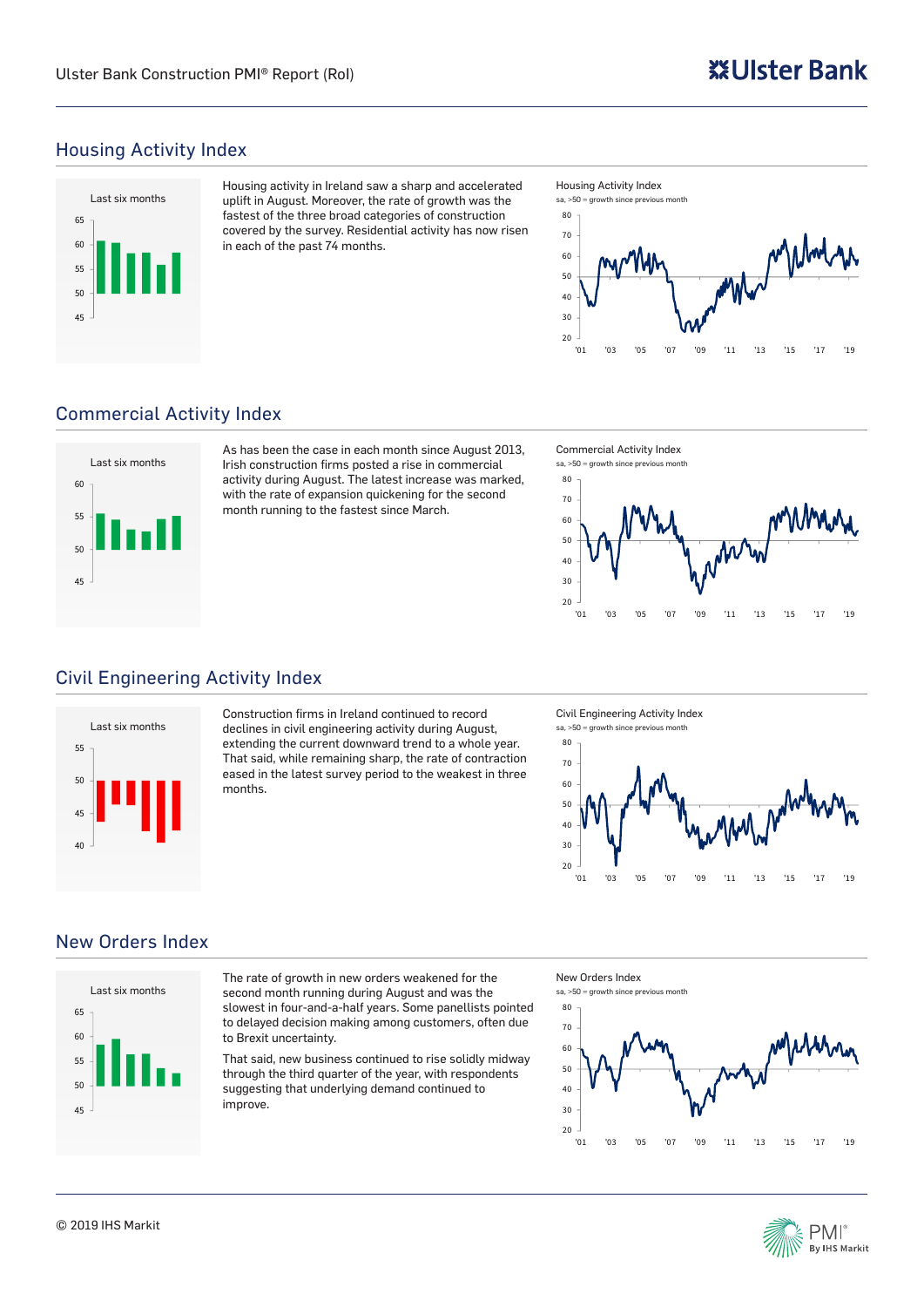## Housing Activity Index

Housing activity in Ireland saw a sharp and accelerated uplift in August. Moreover, the rate of growth was the fastest of the three broad categories of construction covered by the survey. Residential activity has now risen in each of the past 74 months.

## Commercial Activity Index

As has been the case in each month since August 2013, Irish construction firms posted a rise in commercial activity during August. The latest increase was marked, with the rate of expansion quickening for the second month running to the fastest since March.

## Civil Engineering Activity Index

Construction firms in Ireland continued to record declines in civil engineering activity during August, extending the current downward trend to a whole year. That said, while remaining sharp, the rate of contraction eased in the latest survey period to the weakest in three months.

## New Orders Index

The rate of growth in new orders weakened for the second month running during August and was the slowest in four-and-a-half years. Some panellists pointed to delayed decision making among customers, often due to Brexit uncertainty.

That said, new business continued to rise solidly midway through the third quarter of the year, with respondents suggesting that underlying demand continued to improve.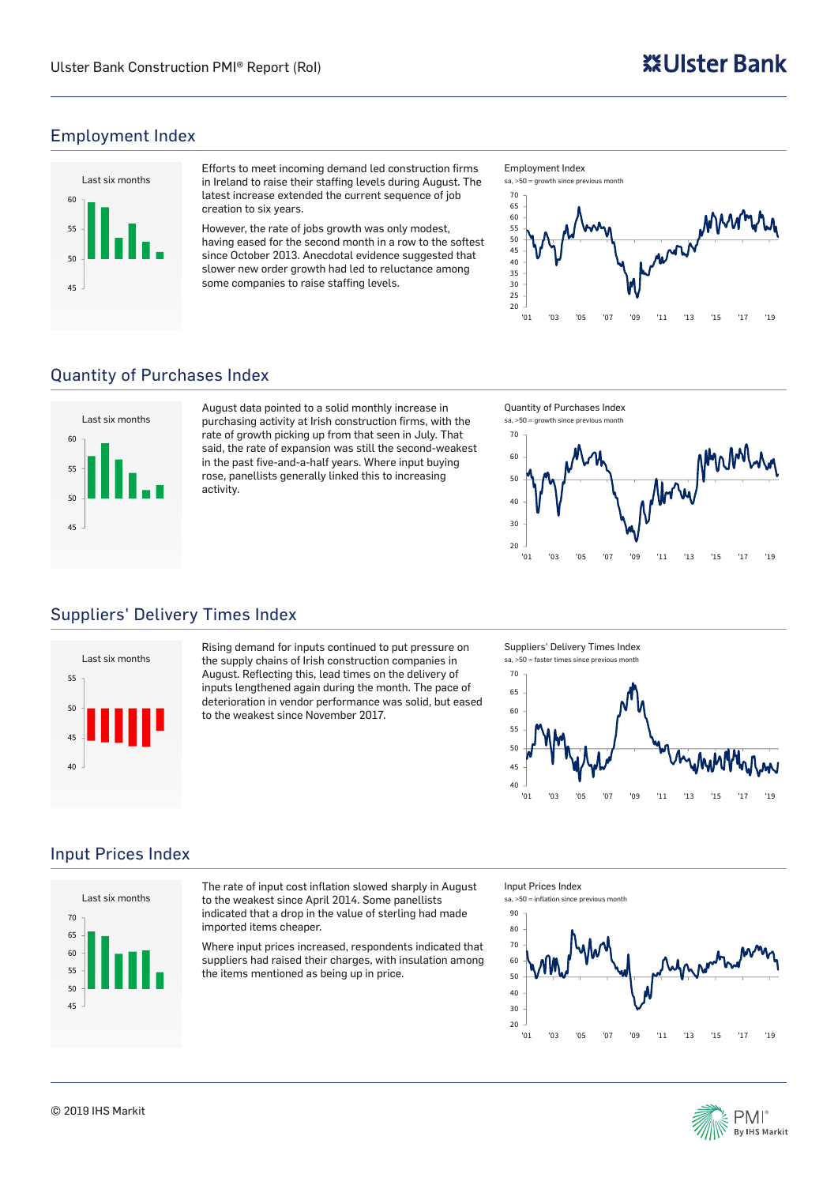## Employment Index

Efforts to meet incoming demand led construction firms in Ireland to raise their staffing levels during August. The latest increase extended the current sequence of job creation to six years.

However, the rate of jobs growth was only modest, having eased for the second month in a row to the softest since October 2013. Anecdotal evidence suggested that slower new order growth had led to reluctance among some companies to raise staffing levels.

## Quantity of Purchases Index

August data pointed to a solid monthly increase in purchasing activity at Irish construction firms, with the rate of growth picking up from that seen in July. That said, the rate of expansion was still the second-weakest in the past five-and-a-half years. Where input buying rose, panellists generally linked this to increasing activity.

## Suppliers' Delivery Times Index

Rising demand for inputs continued to put pressure on the supply chains of Irish construction companies in August. Reflecting this, lead times on the delivery of inputs lengthened again during the month. The pace of deterioration in vendor performance was solid, but eased to the weakest since November 2017.

## Input Prices Index

The rate of input cost inflation slowed sharply in August to the weakest since April 2014. Some panellists indicated that a drop in the value of sterling had made imported items cheaper.

Where input prices increased, respondents indicated that suppliers had raised their charges, with insulation among the items mentioned as being up in price.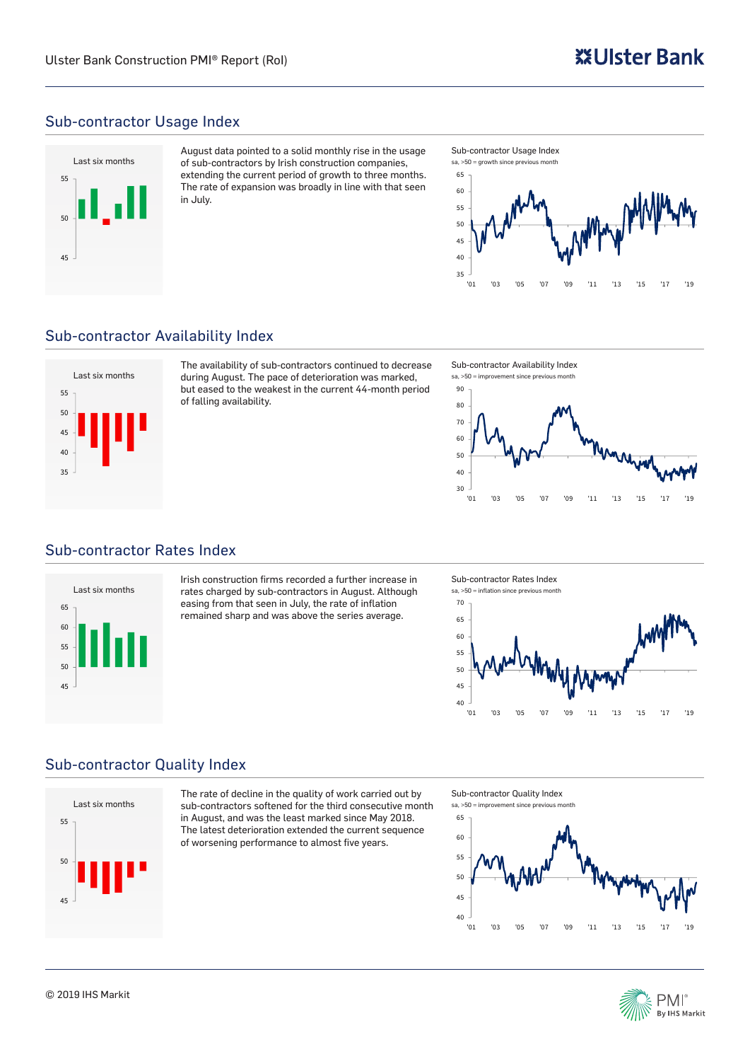## Sub-contractor Usage Index

August data pointed to a solid monthly rise in the usage of sub-contractors by Irish construction companies, extending the current period of growth to three months. The rate of expansion was broadly in line with that seen in July.

## Sub-contractor Availability Index

The availability of sub-contractors continued to decrease during August. The pace of deterioration was marked, but eased to the weakest in the current 44-month period of falling availability.

## Sub-contractor Rates Index

Irish construction firms recorded a further increase in rates charged by sub-contractors in August. Although easing from that seen in July, the rate of inflation remained sharp and was above the series average.

## Sub-contractor Quality Index

The rate of decline in the quality of work carried out by sub-contractors softened for the third consecutive month in August, and was the least marked since May 2018. The latest deterioration extended the current sequence of worsening performance to almost five years.

© 2019 IHS Markit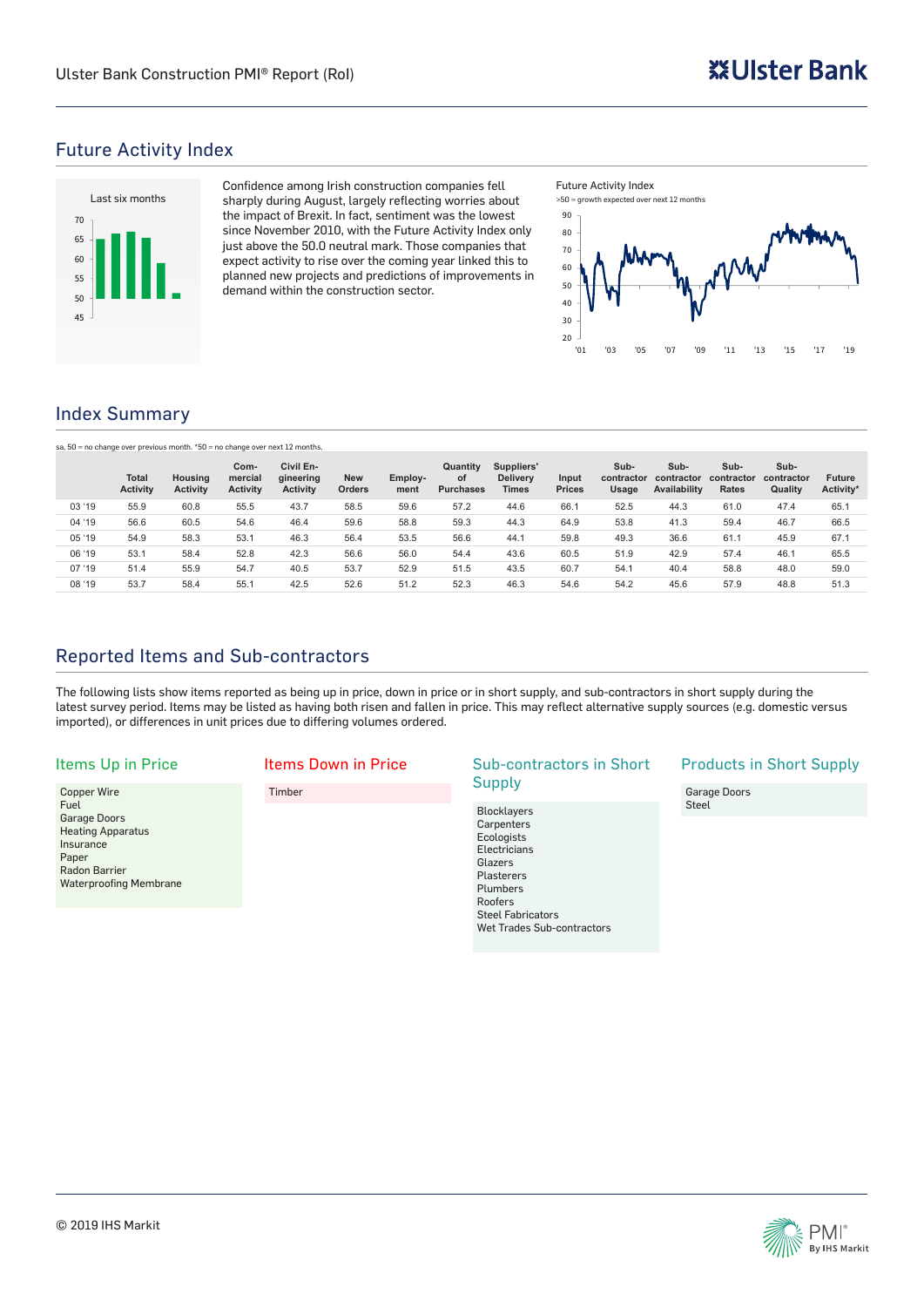## Future Activity Index

Last six months

Confidence among Irish construction companies fell sharply during August, largely reflecting worries about the impact of Brexit. In fact, sentiment was the lowest since November 2010, with the Future Activity Index only just above the 50.0 neutral mark. Those companies that expect activity to rise over the coming year linked this to planned new projects and predictions of improvements in demand within the construction sector.

Future Activity Index
>50 = growth expected over next 12 months

## Index Summary

sa, 50 = no change over previous month. *50 = no change over next 12 months.

| | Total Activity | Housing Activity | Commercial Activity | Civil Engineering Activity | New Orders | Employment | Quantity of Purchases | Suppliers' Delivery Times | Input Prices | Sub-contractor Usage | Sub-contractor Availability | Sub-contractor Rates | Sub-contractor Quality | Future Activity* |
|---|---|---|---|---|---|---|---|---|---|---|---|---|---|---|
| 03 '19 | 55.9 | 60.8 | 55.5 | 43.7 | 58.5 | 59.6 | 57.2 | 44.6 | 66.1 | 52.5 | 44.3 | 61.0 | 47.4 | 65.1 |
| 04 '19 | 56.6 | 60.5 | 54.6 | 46.4 | 59.6 | 58.8 | 59.3 | 44.3 | 64.9 | 53.8 | 41.3 | 59.4 | 46.7 | 66.5 |
| 05 '19 | 54.9 | 58.3 | 53.1 | 46.3 | 56.4 | 53.5 | 56.6 | 44.1 | 59.8 | 49.3 | 36.6 | 61.1 | 45.9 | 67.1 |
| 06 '19 | 53.1 | 58.4 | 52.8 | 42.3 | 56.6 | 56.0 | 54.4 | 43.6 | 60.5 | 51.9 | 42.9 | 57.4 | 46.1 | 65.5 |
| 07 '19 | 51.4 | 55.9 | 54.7 | 40.5 | 53.7 | 52.9 | 51.5 | 43.5 | 60.7 | 54.1 | 40.4 | 58.8 | 48.0 | 59.0 |
| 08 '19 | 53.7 | 58.4 | 55.1 | 42.5 | 52.6 | 51.2 | 52.3 | 46.3 | 54.6 | 54.2 | 45.6 | 57.9 | 48.8 | 51.3 |

## Reported Items and Sub-contractors

The following lists show items reported as being up in price, down in price or in short supply, and sub-contractors in short supply during the latest survey period. Items may be listed as having both risen and fallen in price. This may reflect alternative supply sources (e.g. domestic versus imported), or differences in unit prices due to differing volumes ordered.

### Items Up in Price

- Copper Wire
- Fuel
- Garage Doors
- Heating Apparatus
- Insurance
- Paper
- Radon Barrier
- Waterproofing Membrane

### Items Down in Price

- Timber

### Sub-contractors in Short Supply

- Blocklayers
- Carpenters
- Ecologists
- Electricians
- Glazers
- Plasterers
- Plumbers
- Roofers
- Steel Fabricators
- Wet Trades Sub-contractors

### Products in Short Supply

- Garage Doors
- Steel

© 2019 IHS Markit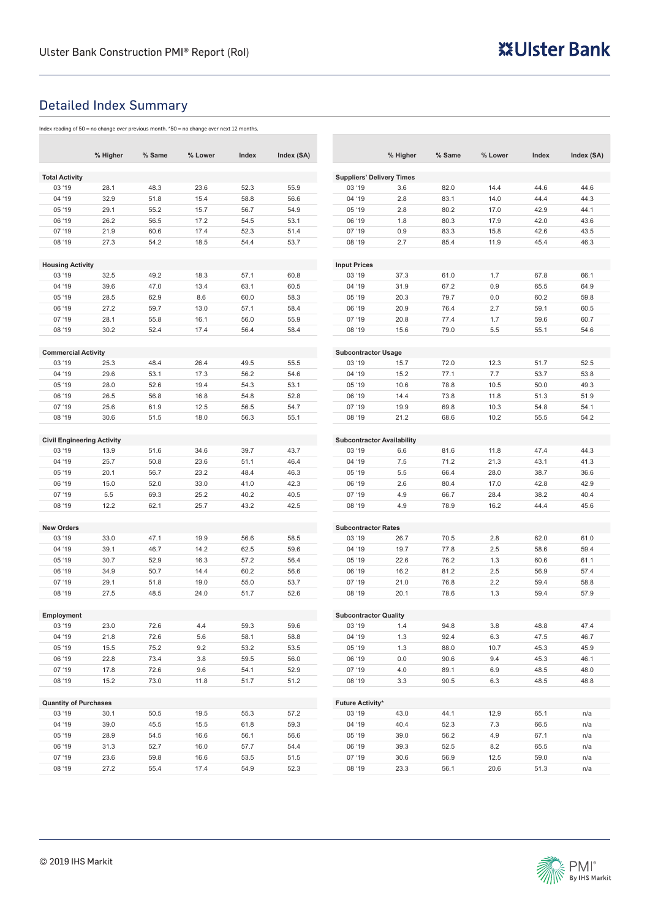## Detailed Index Summary

Index reading of 50 = no change over previous month. *50 = no change over next 12 months.

| | % Higher | % Same | % Lower | Index | Index (SA) |
|---|---|---|---|---|---|
| **Total Activity** | | | | | |
| 03 '19 | 28.1 | 48.3 | 23.6 | 52.3 | 55.9 |
| 04 '19 | 32.9 | 51.8 | 15.4 | 58.8 | 56.6 |
| 05 '19 | 29.1 | 55.2 | 15.7 | 56.7 | 54.9 |
| 06 '19 | 26.2 | 56.5 | 17.2 | 54.5 | 53.1 |
| 07 '19 | 21.9 | 60.6 | 17.4 | 52.3 | 51.4 |
| 08 '19 | 27.3 | 54.2 | 18.5 | 54.4 | 53.7 |
| **Housing Activity** | | | | | |
| 03 '19 | 32.5 | 49.2 | 18.3 | 57.1 | 60.8 |
| 04 '19 | 39.6 | 47.0 | 13.4 | 63.1 | 60.5 |
| 05 '19 | 28.5 | 62.9 | 8.6 | 60.0 | 58.3 |
| 06 '19 | 27.2 | 59.7 | 13.0 | 57.1 | 58.4 |
| 07 '19 | 28.1 | 55.8 | 16.1 | 56.0 | 55.9 |
| 08 '19 | 30.2 | 52.4 | 17.4 | 56.4 | 58.4 |
| **Commercial Activity** | | | | | |
| 03 '19 | 25.3 | 48.4 | 26.4 | 49.5 | 55.5 |
| 04 '19 | 29.6 | 53.1 | 17.3 | 56.2 | 54.6 |
| 05 '19 | 28.0 | 52.6 | 19.4 | 54.3 | 53.1 |
| 06 '19 | 26.5 | 56.8 | 16.8 | 54.8 | 52.8 |
| 07 '19 | 25.6 | 61.9 | 12.5 | 56.5 | 54.7 |
| 08 '19 | 30.6 | 51.5 | 18.0 | 56.3 | 55.1 |
| **Civil Engineering Activity** | | | | | |
| 03 '19 | 13.9 | 51.6 | 34.6 | 39.7 | 43.7 |
| 04 '19 | 25.7 | 50.8 | 23.6 | 51.1 | 46.4 |
| 05 '19 | 20.1 | 56.7 | 23.2 | 48.4 | 46.3 |
| 06 '19 | 15.0 | 52.0 | 33.0 | 41.0 | 42.3 |
| 07 '19 | 5.5 | 69.3 | 25.2 | 40.2 | 40.5 |
| 08 '19 | 12.2 | 62.1 | 25.7 | 43.2 | 42.5 |
| **New Orders** | | | | | |
| 03 '19 | 33.0 | 47.1 | 19.9 | 56.6 | 58.5 |
| 04 '19 | 39.1 | 46.7 | 14.2 | 62.5 | 59.6 |
| 05 '19 | 30.7 | 52.9 | 16.3 | 57.2 | 56.4 |
| 06 '19 | 34.9 | 50.7 | 14.4 | 60.2 | 56.6 |
| 07 '19 | 29.1 | 51.8 | 19.0 | 55.0 | 53.7 |
| 08 '19 | 27.5 | 48.5 | 24.0 | 51.7 | 52.6 |
| **Employment** | | | | | |
| 03 '19 | 23.0 | 72.6 | 4.4 | 59.3 | 59.6 |
| 04 '19 | 21.8 | 72.6 | 5.6 | 58.1 | 58.8 |
| 05 '19 | 15.5 | 75.2 | 9.2 | 53.2 | 53.5 |
| 06 '19 | 22.8 | 73.4 | 3.8 | 59.5 | 56.0 |
| 07 '19 | 17.8 | 72.6 | 9.6 | 54.1 | 52.9 |
| 08 '19 | 15.2 | 73.0 | 11.8 | 51.7 | 51.2 |
| **Quantity of Purchases** | | | | | |
| 03 '19 | 30.1 | 50.5 | 19.5 | 55.3 | 57.2 |
| 04 '19 | 39.0 | 45.5 | 15.5 | 61.8 | 59.3 |
| 05 '19 | 28.9 | 54.5 | 16.6 | 56.1 | 56.6 |
| 06 '19 | 31.3 | 52.7 | 16.0 | 57.7 | 54.4 |
| 07 '19 | 23.6 | 59.8 | 16.6 | 53.5 | 51.5 |
| 08 '19 | 27.2 | 55.4 | 17.4 | 54.9 | 52.3 |

| | % Higher | % Same | % Lower | Index | Index (SA) |
|---|---|---|---|---|---|
| **Suppliers' Delivery Times** | | | | | |
| 03 '19 | 3.6 | 82.0 | 14.4 | 44.6 | 44.6 |
| 04 '19 | 2.8 | 83.1 | 14.0 | 44.4 | 44.3 |
| 05 '19 | 2.8 | 80.2 | 17.0 | 42.9 | 44.1 |
| 06 '19 | 1.8 | 80.3 | 17.9 | 42.0 | 43.6 |
| 07 '19 | 0.9 | 83.3 | 15.8 | 42.6 | 43.5 |
| 08 '19 | 2.7 | 85.4 | 11.9 | 45.4 | 46.3 |
| **Input Prices** | | | | | |
| 03 '19 | 37.3 | 61.0 | 1.7 | 67.8 | 66.1 |
| 04 '19 | 31.9 | 67.2 | 0.9 | 65.5 | 64.9 |
| 05 '19 | 20.3 | 79.7 | 0.0 | 60.2 | 59.8 |
| 06 '19 | 20.9 | 76.4 | 2.7 | 59.1 | 60.5 |
| 07 '19 | 20.8 | 77.4 | 1.7 | 59.6 | 60.7 |
| 08 '19 | 15.6 | 79.0 | 5.5 | 55.1 | 54.6 |
| **Subcontractor Usage** | | | | | |
| 03 '19 | 15.7 | 72.0 | 12.3 | 51.7 | 52.5 |
| 04 '19 | 15.2 | 77.1 | 7.7 | 53.7 | 53.8 |
| 05 '19 | 10.6 | 78.8 | 10.5 | 50.0 | 49.3 |
| 06 '19 | 14.4 | 73.8 | 11.8 | 51.3 | 51.9 |
| 07 '19 | 19.9 | 69.8 | 10.3 | 54.8 | 54.1 |
| 08 '19 | 21.2 | 68.6 | 10.2 | 55.5 | 54.2 |
| **Subcontractor Availability** | | | | | |
| 03 '19 | 6.6 | 81.6 | 11.8 | 47.4 | 44.3 |
| 04 '19 | 7.5 | 71.2 | 21.3 | 43.1 | 41.3 |
| 05 '19 | 5.5 | 66.4 | 28.0 | 38.7 | 36.6 |
| 06 '19 | 2.6 | 80.4 | 17.0 | 42.8 | 42.9 |
| 07 '19 | 4.9 | 66.7 | 28.4 | 38.2 | 40.4 |
| 08 '19 | 4.9 | 78.9 | 16.2 | 44.4 | 45.6 |
| **Subcontractor Rates** | | | | | |
| 03 '19 | 26.7 | 70.5 | 2.8 | 62.0 | 61.0 |
| 04 '19 | 19.7 | 77.8 | 2.5 | 58.6 | 59.4 |
| 05 '19 | 22.6 | 76.2 | 1.3 | 60.6 | 61.1 |
| 06 '19 | 16.2 | 81.2 | 2.5 | 56.9 | 57.4 |
| 07 '19 | 21.0 | 76.8 | 2.2 | 59.4 | 58.8 |
| 08 '19 | 20.1 | 78.6 | 1.3 | 59.4 | 57.9 |
| **Subcontractor Quality** | | | | | |
| 03 '19 | 1.4 | 94.8 | 3.8 | 48.8 | 47.4 |
| 04 '19 | 1.3 | 92.4 | 6.3 | 47.5 | 46.7 |
| 05 '19 | 1.3 | 88.0 | 10.7 | 45.3 | 45.9 |
| 06 '19 | 0.0 | 90.6 | 9.4 | 45.3 | 46.1 |
| 07 '19 | 4.0 | 89.1 | 6.9 | 48.5 | 48.0 |
| 08 '19 | 3.3 | 90.5 | 6.3 | 48.5 | 48.8 |
| **Future Activity*** | | | | | |
| 03 '19 | 43.0 | 44.1 | 12.9 | 65.1 | n/a |
| 04 '19 | 40.4 | 52.3 | 7.3 | 66.5 | n/a |
| 05 '19 | 39.0 | 56.2 | 4.9 | 67.1 | n/a |
| 06 '19 | 39.3 | 52.5 | 8.2 | 65.5 | n/a |
| 07 '19 | 30.6 | 56.9 | 12.5 | 59.0 | n/a |
| 08 '19 | 23.3 | 56.1 | 20.6 | 51.3 | n/a |

© 2019 IHS Markit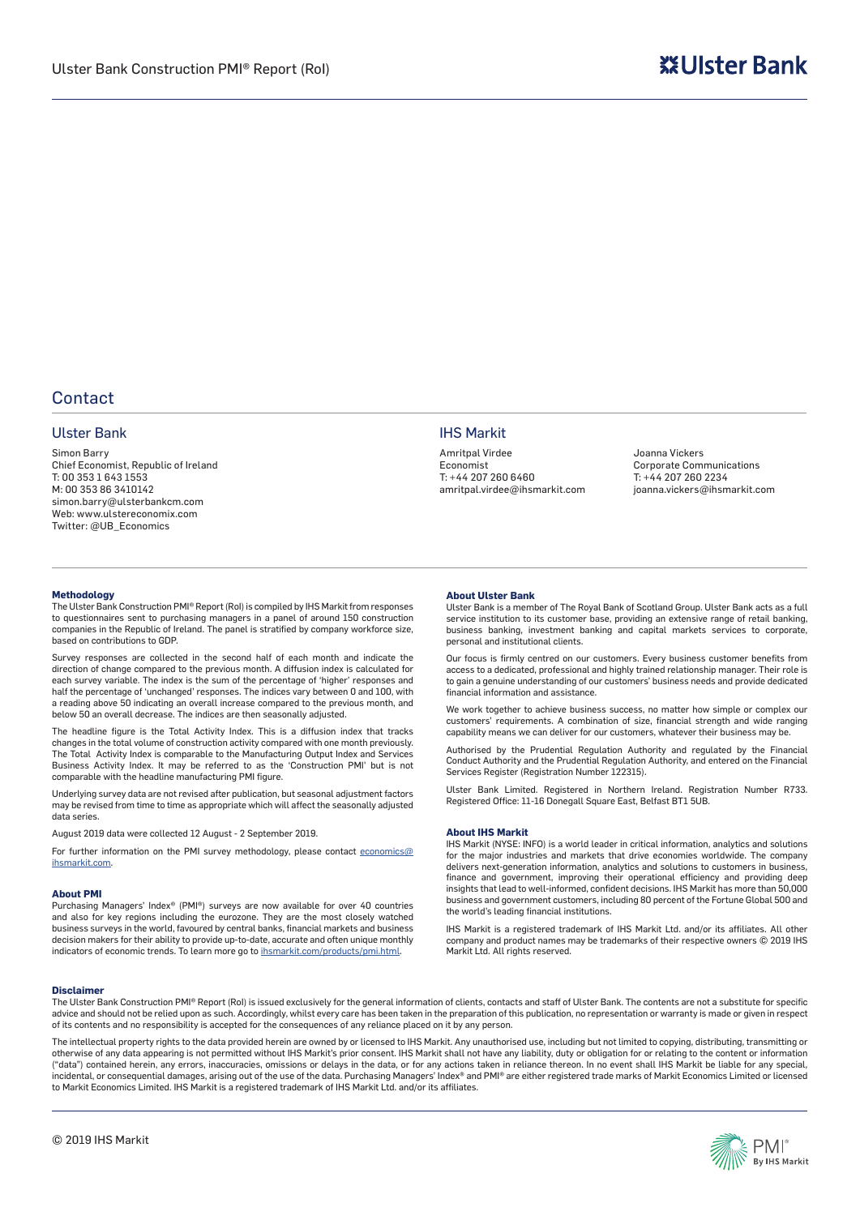## Contact

### Ulster Bank

Simon Barry
Chief Economist, Republic of Ireland
T: 00 353 1 643 1553
M: 00 353 86 3410142
simon.barry@ulsterbankcm.com
Web: www.ulstereconomix.com
Twitter: @UB_Economics

### IHS Markit

Amritpal Virdee
Economist
T: +44 207 260 6460
amritpal.virdee@ihsmarkit.com

Joanna Vickers
Corporate Communications
T: +44 207 260 2234
joanna.vickers@ihsmarkit.com

**Methodology**

The Ulster Bank Construction PMI® Report (RoI) is compiled by IHS Markit from responses to questionnaires sent to purchasing managers in a panel of around 150 construction companies in the Republic of Ireland. The panel is stratified by company workforce size, based on contributions to GDP.

Survey responses are collected in the second half of each month and indicate the direction of change compared to the previous month. A diffusion index is calculated for each survey variable. The index is the sum of the percentage of 'higher' responses and half the percentage of 'unchanged' responses. The indices vary between 0 and 100, with a reading above 50 indicating an overall increase compared to the previous month, and below 50 an overall decrease. The indices are then seasonally adjusted.

The headline figure is the Total Activity Index. This is a diffusion index that tracks changes in the total volume of construction activity compared with one month previously. The Total Activity Index is comparable to the Manufacturing Output Index and Services Business Activity Index. It may be referred to as the 'Construction PMI' but is not comparable with the headline manufacturing PMI figure.

Underlying survey data are not revised after publication, but seasonal adjustment factors may be revised from time to time as appropriate which will affect the seasonally adjusted data series.

August 2019 data were collected 12 August - 2 September 2019.

For further information on the PMI survey methodology, please contact economics@ihsmarkit.com.

**About PMI**

Purchasing Managers' Index® (PMI®) surveys are now available for over 40 countries and also for key regions including the eurozone. They are the most closely watched business surveys in the world, favoured by central banks, financial markets and business decision makers for their ability to provide up-to-date, accurate and often unique monthly indicators of economic trends. To learn more go to ihsmarkit.com/products/pmi.html.

**About Ulster Bank**

Ulster Bank is a member of The Royal Bank of Scotland Group. Ulster Bank acts as a full service institution to its customer base, providing an extensive range of retail banking, business banking, investment banking and capital markets services to corporate, personal and institutional clients.

Our focus is firmly centred on our customers. Every business customer benefits from access to a dedicated, professional and highly trained relationship manager. Their role is to gain a genuine understanding of our customers' business needs and provide dedicated financial information and assistance.

We work together to achieve business success, no matter how simple or complex our customers' requirements. A combination of size, financial strength and wide ranging capability means we can deliver for our customers, whatever their business may be.

Authorised by the Prudential Regulation Authority and regulated by the Financial Conduct Authority and the Prudential Regulation Authority, and entered on the Financial Services Register (Registration Number 122315).

Ulster Bank Limited. Registered in Northern Ireland. Registration Number R733. Registered Office: 11-16 Donegall Square East, Belfast BT1 5UB.

**About IHS Markit**

IHS Markit (NYSE: INFO) is a world leader in critical information, analytics and solutions for the major industries and markets that drive economies worldwide. The company delivers next-generation information, analytics and solutions to customers in business, finance and government, improving their operational efficiency and providing deep insights that lead to well-informed, confident decisions. IHS Markit has more than 50,000 business and government customers, including 80 percent of the Fortune Global 500 and the world's leading financial institutions.

IHS Markit is a registered trademark of IHS Markit Ltd. and/or its affiliates. All other company and product names may be trademarks of their respective owners © 2019 IHS Markit Ltd. All rights reserved.

**Disclaimer**

The Ulster Bank Construction PMI® Report (RoI) is issued exclusively for the general information of clients, contacts and staff of Ulster Bank. The contents are not a substitute for specific advice and should not be relied upon as such. Accordingly, whilst every care has been taken in the preparation of this publication, no representation or warranty is made or given in respect of its contents and no responsibility is accepted for the consequences of any reliance placed on it by any person.

The intellectual property rights to the data provided herein are owned by or licensed to IHS Markit. Any unauthorised use, including but not limited to copying, distributing, transmitting or otherwise of any data appearing is not permitted without IHS Markit's prior consent. IHS Markit shall not have any liability, duty or obligation for or relating to the content or information ("data") contained herein, any errors, inaccuracies, omissions or delays in the data, or for any actions taken in reliance thereon. In no event shall IHS Markit be liable for any special, incidental, or consequential damages, arising out of the use of the data. Purchasing Managers' Index® and PMI® are either registered trade marks of Markit Economics Limited or licensed to Markit Economics Limited. IHS Markit is a registered trademark of IHS Markit Ltd. and/or its affiliates.

© 2019 IHS Markit